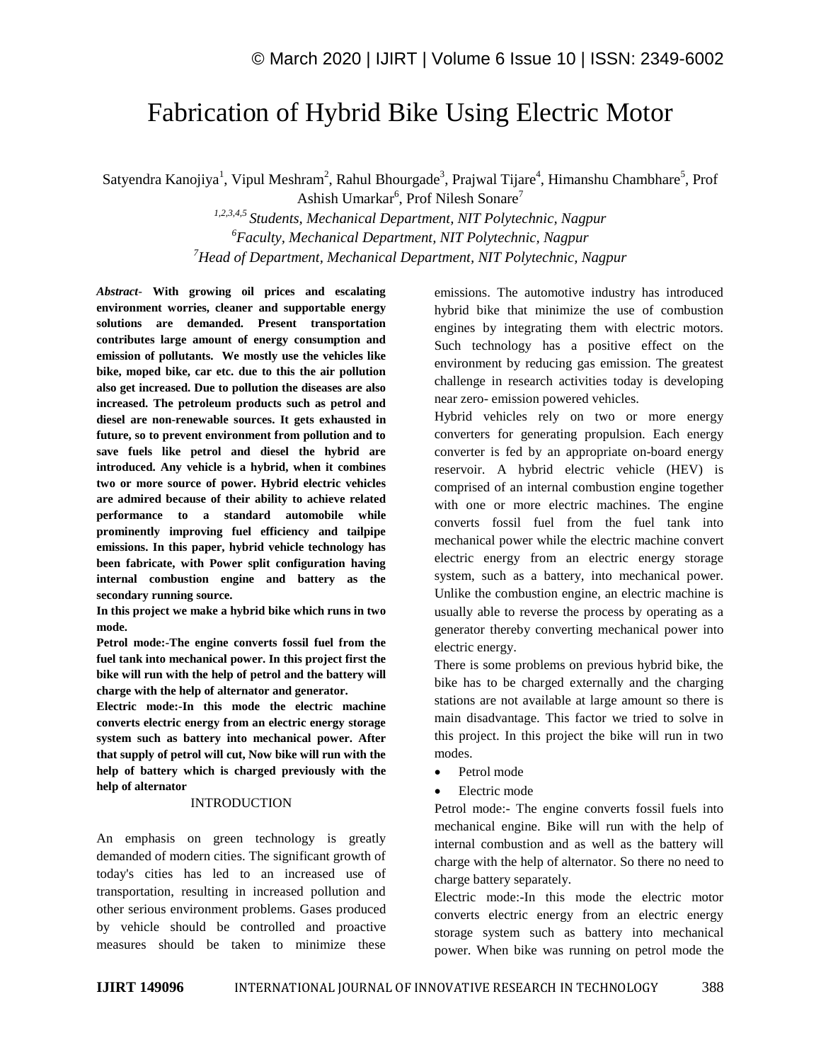# Fabrication of Hybrid Bike Using Electric Motor

Satyendra Kanojiya[1], Vipul Meshram[2], Rahul Bhourgade[3], Prajwal Tijare[4], Himanshu Chambhare[5], Prof Ashish Umarkar[6], Prof Nilesh Sonare[7]

*[1,2,3,4,5] Students, Mechanical Department, NIT Polytechnic, Nagpur*
*[6] Faculty, Mechanical Department, NIT Polytechnic, Nagpur*
*[7] Head of Department, Mechanical Department, NIT Polytechnic, Nagpur*

***Abstract*- With growing oil prices and escalating environment worries, cleaner and supportable energy solutions are demanded. Present transportation contributes large amount of energy consumption and emission of pollutants. We mostly use the vehicles like bike, moped bike, car etc. due to this the air pollution also get increased. Due to pollution the diseases are also increased. The petroleum products such as petrol and diesel are non-renewable sources. It gets exhausted in future, so to prevent environment from pollution and to save fuels like petrol and diesel the hybrid are introduced. Any vehicle is a hybrid, when it combines two or more source of power. Hybrid electric vehicles are admired because of their ability to achieve related performance to a standard automobile while prominently improving fuel efficiency and tailpipe emissions. In this paper, hybrid vehicle technology has been fabricate, with Power split configuration having internal combustion engine and battery as the secondary running source.**

**In this project we make a hybrid bike which runs in two mode.**

**Petrol mode:-The engine converts fossil fuel from the fuel tank into mechanical power. In this project first the bike will run with the help of petrol and the battery will charge with the help of alternator and generator.**

**Electric mode:-In this mode the electric machine converts electric energy from an electric energy storage system such as battery into mechanical power. After that supply of petrol will cut, Now bike will run with the help of battery which is charged previously with the help of alternator**

## INTRODUCTION

An emphasis on green technology is greatly demanded of modern cities. The significant growth of today's cities has led to an increased use of transportation, resulting in increased pollution and other serious environment problems. Gases produced by vehicle should be controlled and proactive measures should be taken to minimize these emissions. The automotive industry has introduced hybrid bike that minimize the use of combustion engines by integrating them with electric motors. Such technology has a positive effect on the environment by reducing gas emission. The greatest challenge in research activities today is developing near zero- emission powered vehicles.

Hybrid vehicles rely on two or more energy converters for generating propulsion. Each energy converter is fed by an appropriate on-board energy reservoir. A hybrid electric vehicle (HEV) is comprised of an internal combustion engine together with one or more electric machines. The engine converts fossil fuel from the fuel tank into mechanical power while the electric machine convert electric energy from an electric energy storage system, such as a battery, into mechanical power. Unlike the combustion engine, an electric machine is usually able to reverse the process by operating as a generator thereby converting mechanical power into electric energy.

There is some problems on previous hybrid bike, the bike has to be charged externally and the charging stations are not available at large amount so there is main disadvantage. This factor we tried to solve in this project. In this project the bike will run in two modes.

- Petrol mode
- Electric mode

Petrol mode:- The engine converts fossil fuels into mechanical engine. Bike will run with the help of internal combustion and as well as the battery will charge with the help of alternator. So there no need to charge battery separately.

Electric mode:-In this mode the electric motor converts electric energy from an electric energy storage system such as battery into mechanical power. When bike was running on petrol mode the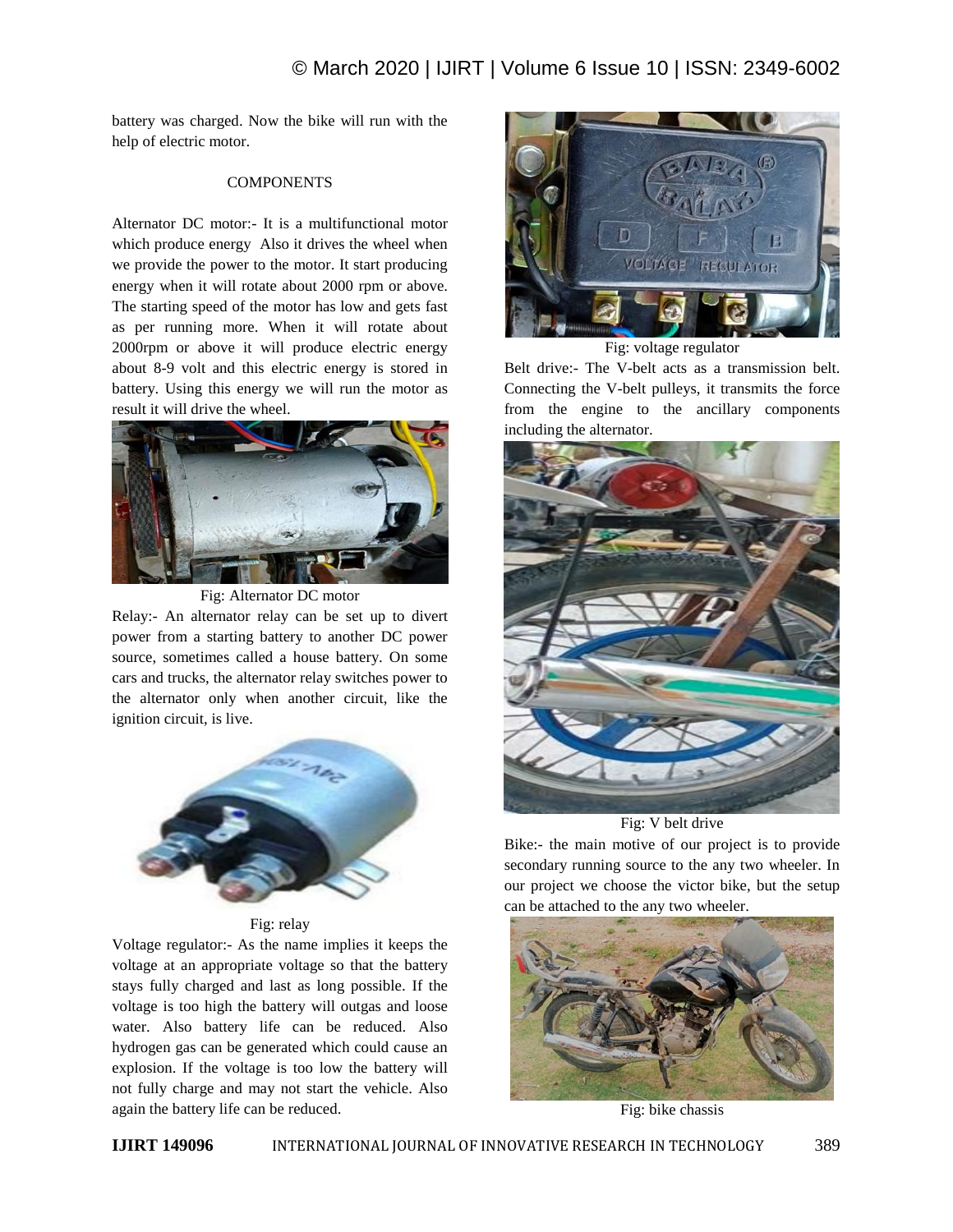battery was charged. Now the bike will run with the help of electric motor.

## COMPONENTS

Alternator DC motor:- It is a multifunctional motor which produce energy Also it drives the wheel when we provide the power to the motor. It start producing energy when it will rotate about 2000 rpm or above. The starting speed of the motor has low and gets fast as per running more. When it will rotate about 2000rpm or above it will produce electric energy about 8-9 volt and this electric energy is stored in battery. Using this energy we will run the motor as result it will drive the wheel.

Fig: Alternator DC motor

Relay:- An alternator relay can be set up to divert power from a starting battery to another DC power source, sometimes called a house battery. On some cars and trucks, the alternator relay switches power to the alternator only when another circuit, like the ignition circuit, is live.

Fig: relay

Voltage regulator:- As the name implies it keeps the voltage at an appropriate voltage so that the battery stays fully charged and last as long possible. If the voltage is too high the battery will outgas and loose water. Also battery life can be reduced. Also hydrogen gas can be generated which could cause an explosion. If the voltage is too low the battery will not fully charge and may not start the vehicle. Also again the battery life can be reduced.

Fig: voltage regulator

Belt drive:- The V-belt acts as a transmission belt. Connecting the V-belt pulleys, it transmits the force from the engine to the ancillary components including the alternator.

Fig: V belt drive

Bike:- the main motive of our project is to provide secondary running source to the any two wheeler. In our project we choose the victor bike, but the setup can be attached to the any two wheeler.

Fig: bike chassis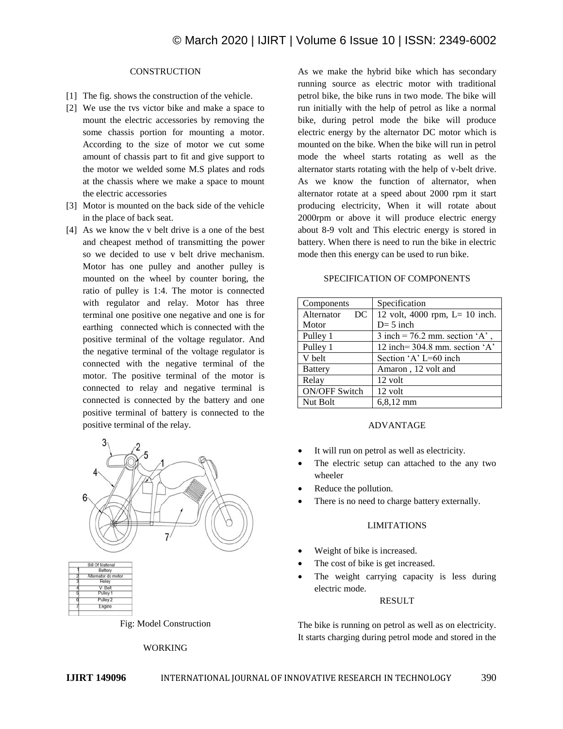## CONSTRUCTION

[1] The fig. shows the construction of the vehicle.

[2] We use the tvs victor bike and make a space to mount the electric accessories by removing the some chassis portion for mounting a motor. According to the size of motor we cut some amount of chassis part to fit and give support to the motor we welded some M.S plates and rods at the chassis where we make a space to mount the electric accessories

[3] Motor is mounted on the back side of the vehicle in the place of back seat.

[4] As we know the v belt drive is a one of the best and cheapest method of transmitting the power so we decided to use v belt drive mechanism. Motor has one pulley and another pulley is mounted on the wheel by counter boring, the ratio of pulley is 1:4. The motor is connected with regulator and relay. Motor has three terminal one positive one negative and one is for earthing connected which is connected with the positive terminal of the voltage regulator. And the negative terminal of the voltage regulator is connected with the negative terminal of the motor. The positive terminal of the motor is connected to relay and negative terminal is connected is connected by the battery and one positive terminal of battery is connected to the positive terminal of the relay.

| | Bill Of Material |
|---|---|
| 1 | Battery |
| 2 | Alternator dc motor |
| 3 | Relay |
| 4 | V Belt |
| 5 | Pulley 1 |
| 6 | Pulley 2 |
| 7 | Engine |

Fig: Model Construction

## WORKING

As we make the hybrid bike which has secondary running source as electric motor with traditional petrol bike, the bike runs in two mode. The bike will run initially with the help of petrol as like a normal bike, during petrol mode the bike will produce electric energy by the alternator DC motor which is mounted on the bike. When the bike will run in petrol mode the wheel starts rotating as well as the alternator starts rotating with the help of v-belt drive. As we know the function of alternator, when alternator rotate at a speed about 2000 rpm it start producing electricity, When it will rotate about 2000rpm or above it will produce electric energy about 8-9 volt and This electric energy is stored in battery. When there is need to run the bike in electric mode then this energy can be used to run bike.

## SPECIFICATION OF COMPONENTS

| Components | Specification |
|---|---|
| Alternator DC Motor | 12 volt, 4000 rpm, L= 10 inch. D= 5 inch |
| Pulley 1 | 3 inch = 76.2 mm. section 'A' , |
| Pulley 1 | 12 inch= 304.8 mm. section 'A' |
| V belt | Section 'A' L=60 inch |
| Battery | Amaron , 12 volt and |
| Relay | 12 volt |
| ON/OFF Switch | 12 volt |
| Nut Bolt | 6,8,12 mm |

## ADVANTAGE

- It will run on petrol as well as electricity.
- The electric setup can attached to the any two wheeler
- Reduce the pollution.
- There is no need to charge battery externally.

## LIMITATIONS

- Weight of bike is increased.
- The cost of bike is get increased.
- The weight carrying capacity is less during electric mode.

## RESULT

The bike is running on petrol as well as on electricity. It starts charging during petrol mode and stored in the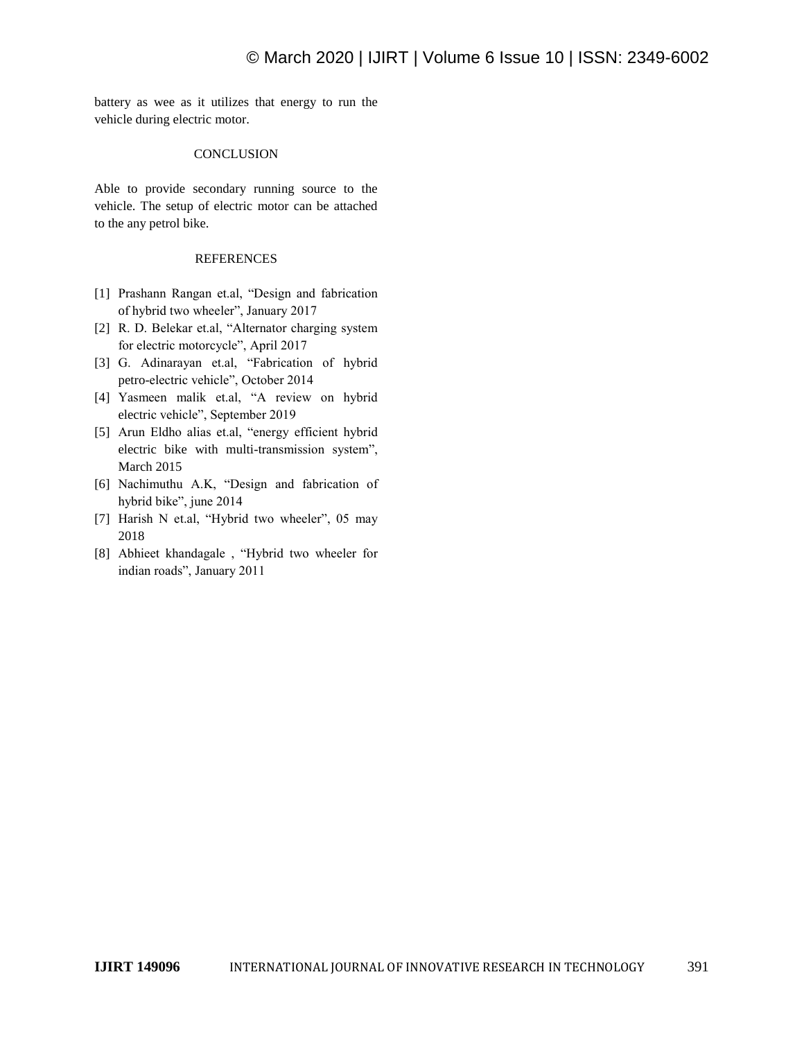battery as wee as it utilizes that energy to run the vehicle during electric motor.

## CONCLUSION

Able to provide secondary running source to the vehicle. The setup of electric motor can be attached to the any petrol bike.

## REFERENCES

[1] Prashann Rangan et.al, "Design and fabrication of hybrid two wheeler", January 2017

[2] R. D. Belekar et.al, "Alternator charging system for electric motorcycle", April 2017

[3] G. Adinarayan et.al, "Fabrication of hybrid petro-electric vehicle", October 2014

[4] Yasmeen malik et.al, "A review on hybrid electric vehicle", September 2019

[5] Arun Eldho alias et.al, "energy efficient hybrid electric bike with multi-transmission system", March 2015

[6] Nachimuthu A.K, "Design and fabrication of hybrid bike", june 2014

[7] Harish N et.al, "Hybrid two wheeler", 05 may 2018

[8] Abhieet khandagale , "Hybrid two wheeler for indian roads", January 2011